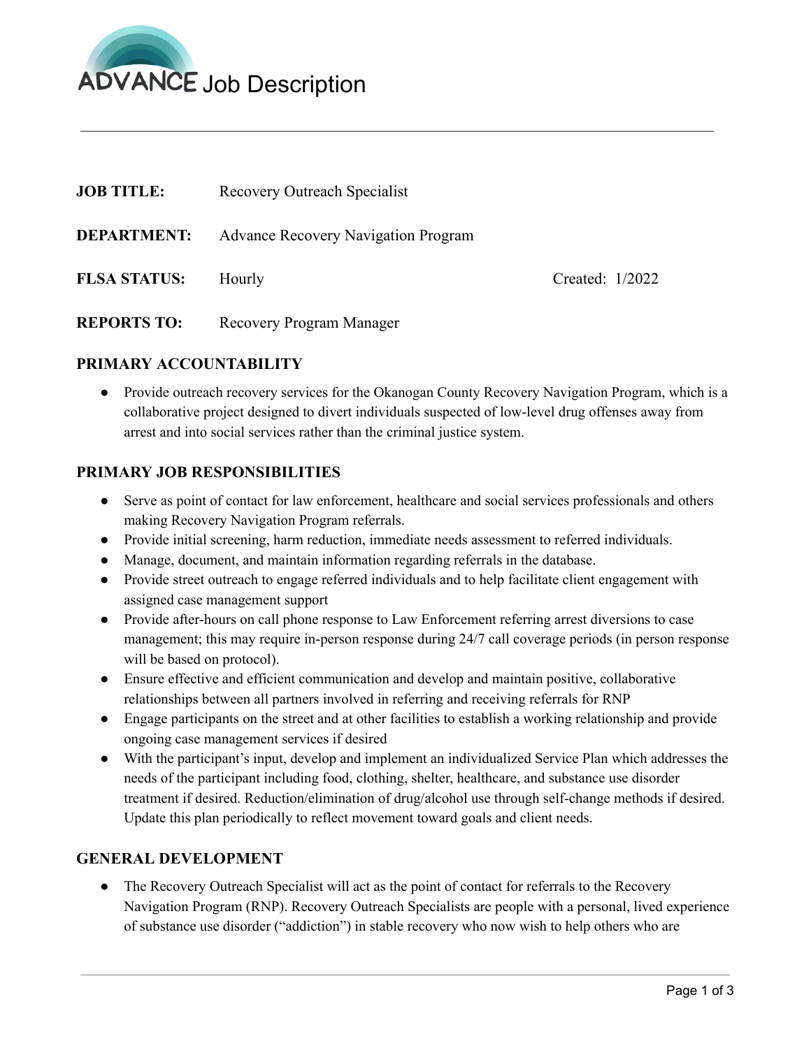# ADVANCE Job Description

| | | |
|---|---|---|
| **JOB TITLE:** | Recovery Outreach Specialist | |
| **DEPARTMENT:** | Advance Recovery Navigation Program | |
| **FLSA STATUS:** | Hourly | Created: 1/2022 |
| **REPORTS TO:** | Recovery Program Manager | |

## PRIMARY ACCOUNTABILITY

- Provide outreach recovery services for the Okanogan County Recovery Navigation Program, which is a collaborative project designed to divert individuals suspected of low-level drug offenses away from arrest and into social services rather than the criminal justice system.

## PRIMARY JOB RESPONSIBILITIES

- Serve as point of contact for law enforcement, healthcare and social services professionals and others making Recovery Navigation Program referrals.
- Provide initial screening, harm reduction, immediate needs assessment to referred individuals.
- Manage, document, and maintain information regarding referrals in the database.
- Provide street outreach to engage referred individuals and to help facilitate client engagement with assigned case management support
- Provide after-hours on call phone response to Law Enforcement referring arrest diversions to case management; this may require in-person response during 24/7 call coverage periods (in person response will be based on protocol).
- Ensure effective and efficient communication and develop and maintain positive, collaborative relationships between all partners involved in referring and receiving referrals for RNP
- Engage participants on the street and at other facilities to establish a working relationship and provide ongoing case management services if desired
- With the participant's input, develop and implement an individualized Service Plan which addresses the needs of the participant including food, clothing, shelter, healthcare, and substance use disorder treatment if desired. Reduction/elimination of drug/alcohol use through self-change methods if desired. Update this plan periodically to reflect movement toward goals and client needs.

## GENERAL DEVELOPMENT

- The Recovery Outreach Specialist will act as the point of contact for referrals to the Recovery Navigation Program (RNP). Recovery Outreach Specialists are people with a personal, lived experience of substance use disorder ("addiction") in stable recovery who now wish to help others who are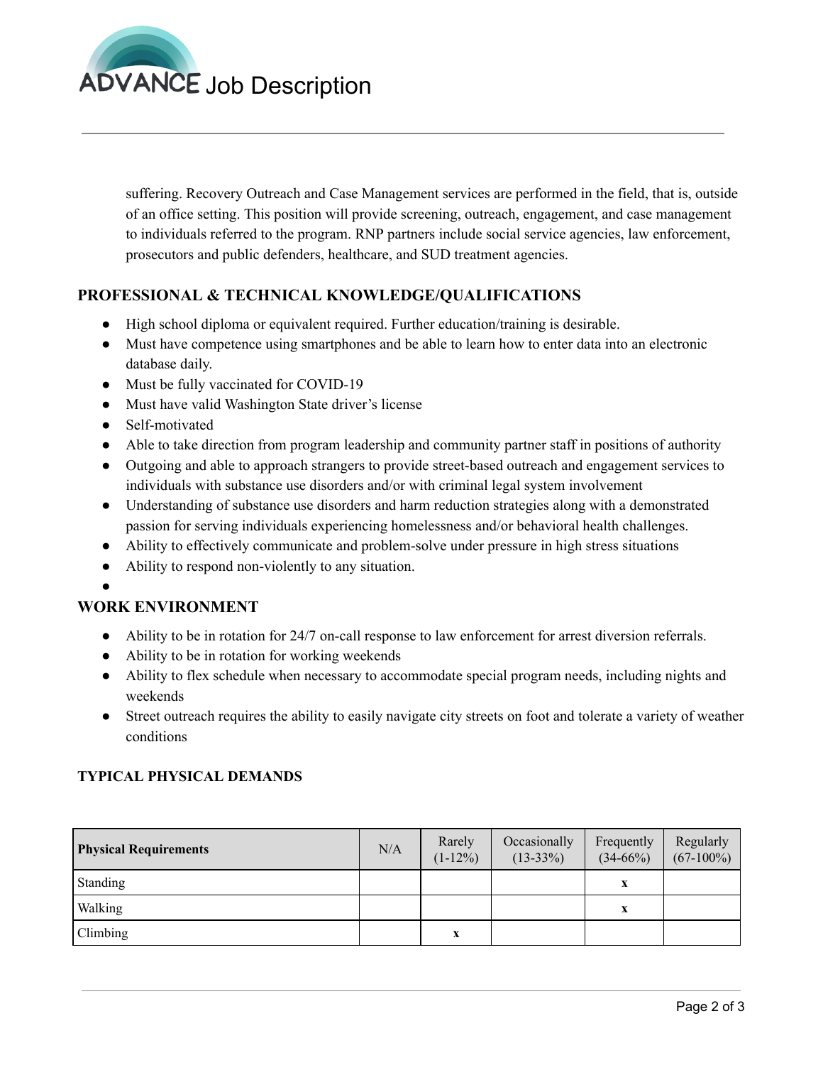suffering. Recovery Outreach and Case Management services are performed in the field, that is, outside of an office setting. This position will provide screening, outreach, engagement, and case management to individuals referred to the program. RNP partners include social service agencies, law enforcement, prosecutors and public defenders, healthcare, and SUD treatment agencies.

## PROFESSIONAL & TECHNICAL KNOWLEDGE/QUALIFICATIONS

- High school diploma or equivalent required. Further education/training is desirable.
- Must have competence using smartphones and be able to learn how to enter data into an electronic database daily.
- Must be fully vaccinated for COVID-19
- Must have valid Washington State driver's license
- Self-motivated
- Able to take direction from program leadership and community partner staff in positions of authority
- Outgoing and able to approach strangers to provide street-based outreach and engagement services to individuals with substance use disorders and/or with criminal legal system involvement
- Understanding of substance use disorders and harm reduction strategies along with a demonstrated passion for serving individuals experiencing homelessness and/or behavioral health challenges.
- Ability to effectively communicate and problem-solve under pressure in high stress situations
- Ability to respond non-violently to any situation.

## WORK ENVIRONMENT

- Ability to be in rotation for 24/7 on-call response to law enforcement for arrest diversion referrals.
- Ability to be in rotation for working weekends
- Ability to flex schedule when necessary to accommodate special program needs, including nights and weekends
- Street outreach requires the ability to easily navigate city streets on foot and tolerate a variety of weather conditions

### TYPICAL PHYSICAL DEMANDS

| Physical Requirements | N/A | Rarely (1-12%) | Occasionally (13-33%) | Frequently (34-66%) | Regularly (67-100%) |
|---|---|---|---|---|---|
| Standing | | | | x | |
| Walking | | | | x | |
| Climbing | | x | | | |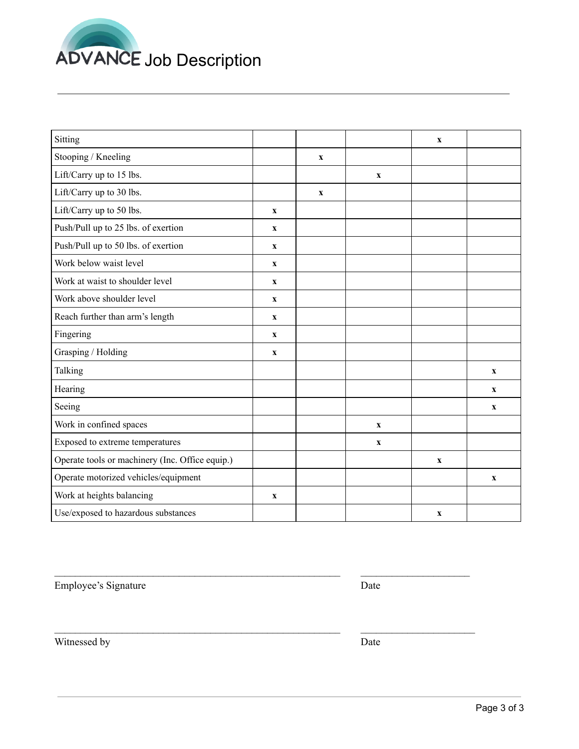# ADVANCE Job Description

| | | | | | |
|---|---|---|---|---|---|
| Sitting | | | | x | |
| Stooping / Kneeling | | x | | | |
| Lift/Carry up to 15 lbs. | | | x | | |
| Lift/Carry up to 30 lbs. | | x | | | |
| Lift/Carry up to 50 lbs. | x | | | | |
| Push/Pull up to 25 lbs. of exertion | x | | | | |
| Push/Pull up to 50 lbs. of exertion | x | | | | |
| Work below waist level | x | | | | |
| Work at waist to shoulder level | x | | | | |
| Work above shoulder level | x | | | | |
| Reach further than arm's length | x | | | | |
| Fingering | x | | | | |
| Grasping / Holding | x | | | | |
| Talking | | | | | x |
| Hearing | | | | | x |
| Seeing | | | | | x |
| Work in confined spaces | | | x | | |
| Exposed to extreme temperatures | | | x | | |
| Operate tools or machinery (Inc. Office equip.) | | | | x | |
| Operate motorized vehicles/equipment | | | | | x |
| Work at heights balancing | x | | | | |
| Use/exposed to hazardous substances | | | | x | |

___________________________________________ ________________

Employee's Signature Date

___________________________________________ ________________

Witnessed by Date